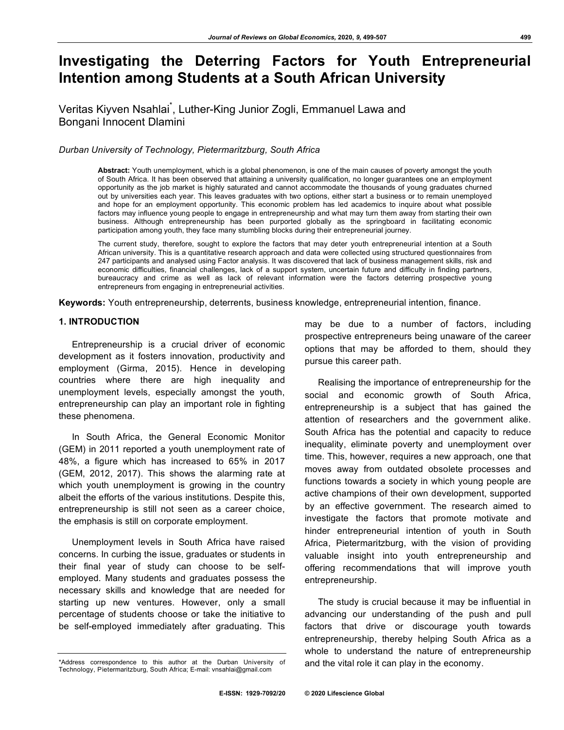# Investigating the Deterring Factors for Youth Entrepreneurial Intention among Students at a South African University

Veritas Kiyven Nsahlai*, Luther-King Junior Zogli, Emmanuel Lawa and Bongani Innocent Dlamini

*Durban University of Technology, Pietermaritzburg, South Africa*

**Abstract:** Youth unemployment, which is a global phenomenon, is one of the main causes of poverty amongst the youth of South Africa. It has been observed that attaining a university qualification, no longer guarantees one an employment opportunity as the job market is highly saturated and cannot accommodate the thousands of young graduates churned out by universities each year. This leaves graduates with two options, either start a business or to remain unemployed and hope for an employment opportunity. This economic problem has led academics to inquire about what possible factors may influence young people to engage in entrepreneurship and what may turn them away from starting their own business. Although entrepreneurship has been purported globally as the springboard in facilitating economic participation among youth, they face many stumbling blocks during their entrepreneurial journey.

The current study, therefore, sought to explore the factors that may deter youth entrepreneurial intention at a South African university. This is a quantitative research approach and data were collected using structured questionnaires from 247 participants and analysed using Factor analysis. It was discovered that lack of business management skills, risk and economic difficulties, financial challenges, lack of a support system, uncertain future and difficulty in finding partners, bureaucracy and crime as well as lack of relevant information were the factors deterring prospective young entrepreneurs from engaging in entrepreneurial activities.

**Keywords:** Youth entrepreneurship, deterrents, business knowledge, entrepreneurial intention, finance.

## 1. INTRODUCTION

Entrepreneurship is a crucial driver of economic development as it fosters innovation, productivity and employment (Girma, 2015). Hence in developing countries where there are high inequality and unemployment levels, especially amongst the youth, entrepreneurship can play an important role in fighting these phenomena.

In South Africa, the General Economic Monitor (GEM) in 2011 reported a youth unemployment rate of 48%, a figure which has increased to 65% in 2017 (GEM, 2012, 2017). This shows the alarming rate at which youth unemployment is growing in the country albeit the efforts of the various institutions. Despite this, entrepreneurship is still not seen as a career choice, the emphasis is still on corporate employment.

Unemployment levels in South Africa have raised concerns. In curbing the issue, graduates or students in their final year of study can choose to be self-employed. Many students and graduates possess the necessary skills and knowledge that are needed for starting up new ventures. However, only a small percentage of students choose or take the initiative to be self-employed immediately after graduating. This may be due to a number of factors, including prospective entrepreneurs being unaware of the career options that may be afforded to them, should they pursue this career path.

Realising the importance of entrepreneurship for the social and economic growth of South Africa, entrepreneurship is a subject that has gained the attention of researchers and the government alike. South Africa has the potential and capacity to reduce inequality, eliminate poverty and unemployment over time. This, however, requires a new approach, one that moves away from outdated obsolete processes and functions towards a society in which young people are active champions of their own development, supported by an effective government. The research aimed to investigate the factors that promote motivate and hinder entrepreneurial intention of youth in South Africa, Pietermaritzburg, with the vision of providing valuable insight into youth entrepreneurship and offering recommendations that will improve youth entrepreneurship.

The study is crucial because it may be influential in advancing our understanding of the push and pull factors that drive or discourage youth towards entrepreneurship, thereby helping South Africa as a whole to understand the nature of entrepreneurship and the vital role it can play in the economy.

*Address correspondence to this author at the Durban University of Technology, Pietermaritzburg, South Africa; E-mail: vnsahlai@gmail.com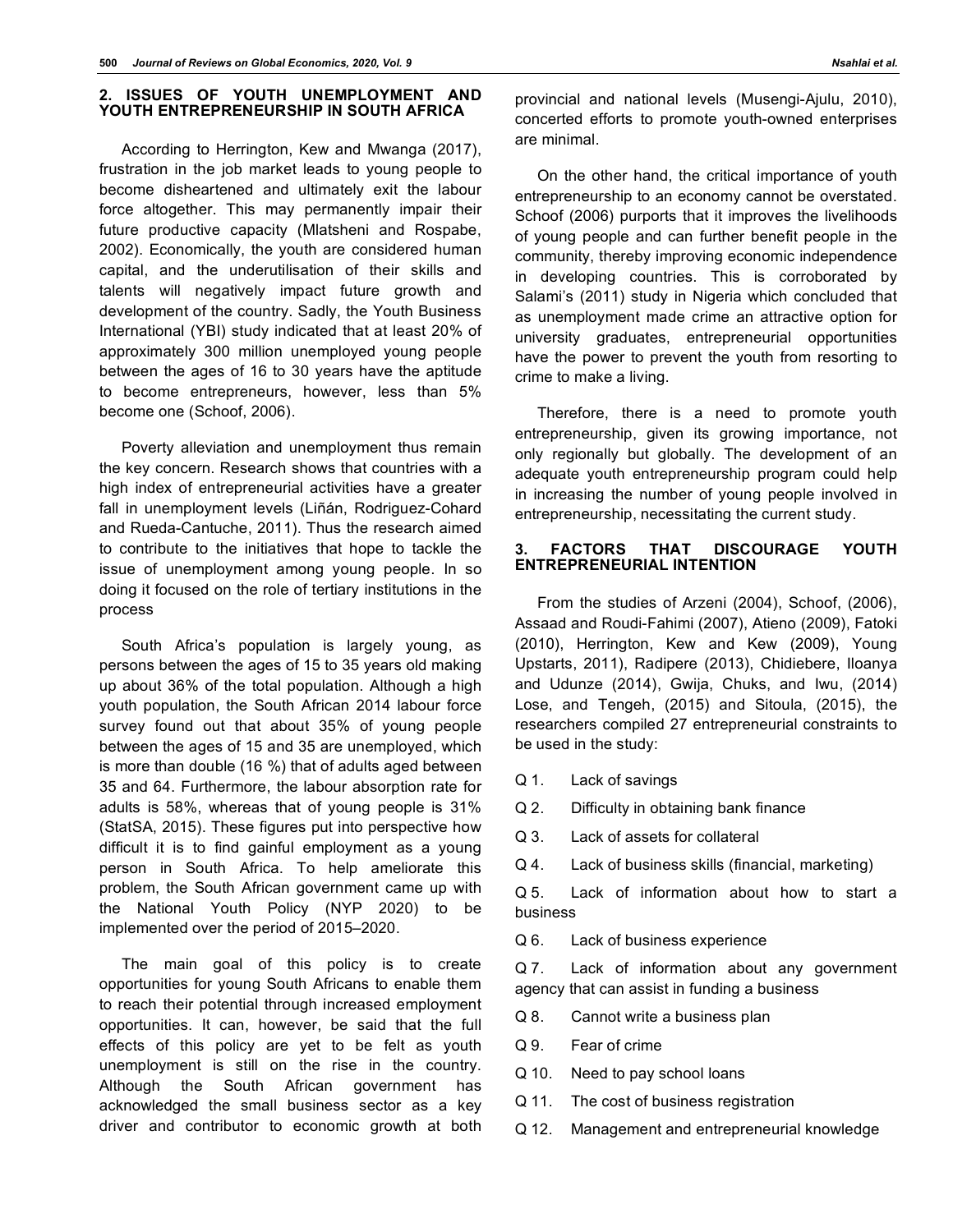## 2. ISSUES OF YOUTH UNEMPLOYMENT AND YOUTH ENTREPRENEURSHIP IN SOUTH AFRICA

According to Herrington, Kew and Mwanga (2017), frustration in the job market leads to young people to become disheartened and ultimately exit the labour force altogether. This may permanently impair their future productive capacity (Mlatsheni and Rospabe, 2002). Economically, the youth are considered human capital, and the underutilisation of their skills and talents will negatively impact future growth and development of the country. Sadly, the Youth Business International (YBI) study indicated that at least 20% of approximately 300 million unemployed young people between the ages of 16 to 30 years have the aptitude to become entrepreneurs, however, less than 5% become one (Schoof, 2006).

Poverty alleviation and unemployment thus remain the key concern. Research shows that countries with a high index of entrepreneurial activities have a greater fall in unemployment levels (Liñán, Rodriguez-Cohard and Rueda-Cantuche, 2011). Thus the research aimed to contribute to the initiatives that hope to tackle the issue of unemployment among young people. In so doing it focused on the role of tertiary institutions in the process

South Africa's population is largely young, as persons between the ages of 15 to 35 years old making up about 36% of the total population. Although a high youth population, the South African 2014 labour force survey found out that about 35% of young people between the ages of 15 and 35 are unemployed, which is more than double (16 %) that of adults aged between 35 and 64. Furthermore, the labour absorption rate for adults is 58%, whereas that of young people is 31% (StatSA, 2015). These figures put into perspective how difficult it is to find gainful employment as a young person in South Africa. To help ameliorate this problem, the South African government came up with the National Youth Policy (NYP 2020) to be implemented over the period of 2015–2020.

The main goal of this policy is to create opportunities for young South Africans to enable them to reach their potential through increased employment opportunities. It can, however, be said that the full effects of this policy are yet to be felt as youth unemployment is still on the rise in the country. Although the South African government has acknowledged the small business sector as a key driver and contributor to economic growth at both provincial and national levels (Musengi-Ajulu, 2010), concerted efforts to promote youth-owned enterprises are minimal.

On the other hand, the critical importance of youth entrepreneurship to an economy cannot be overstated. Schoof (2006) purports that it improves the livelihoods of young people and can further benefit people in the community, thereby improving economic independence in developing countries. This is corroborated by Salami's (2011) study in Nigeria which concluded that as unemployment made crime an attractive option for university graduates, entrepreneurial opportunities have the power to prevent the youth from resorting to crime to make a living.

Therefore, there is a need to promote youth entrepreneurship, given its growing importance, not only regionally but globally. The development of an adequate youth entrepreneurship program could help in increasing the number of young people involved in entrepreneurship, necessitating the current study.

## 3. FACTORS THAT DISCOURAGE YOUTH ENTREPRENEURIAL INTENTION

From the studies of Arzeni (2004), Schoof, (2006), Assaad and Roudi-Fahimi (2007), Atieno (2009), Fatoki (2010), Herrington, Kew and Kew (2009), Young Upstarts, 2011), Radipere (2013), Chidiebere, Iloanya and Udunze (2014), Gwija, Chuks, and Iwu, (2014) Lose, and Tengeh, (2015) and Sitoula, (2015), the researchers compiled 27 entrepreneurial constraints to be used in the study:

Q 1. Lack of savings

Q 2. Difficulty in obtaining bank finance

Q 3. Lack of assets for collateral

Q 4. Lack of business skills (financial, marketing)

Q 5. Lack of information about how to start a business

Q 6. Lack of business experience

Q 7. Lack of information about any government agency that can assist in funding a business

Q 8. Cannot write a business plan

Q 9. Fear of crime

Q 10. Need to pay school loans

Q 11. The cost of business registration

Q 12. Management and entrepreneurial knowledge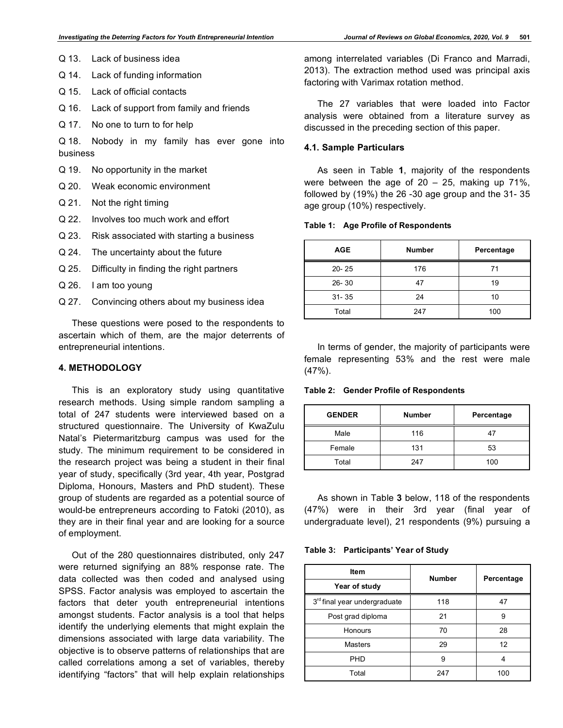Q 13. Lack of business idea

Q 14. Lack of funding information

Q 15. Lack of official contacts

Q 16. Lack of support from family and friends

Q 17. No one to turn to for help

Q 18. Nobody in my family has ever gone into business

Q 19. No opportunity in the market

Q 20. Weak economic environment

Q 21. Not the right timing

Q 22. Involves too much work and effort

Q 23. Risk associated with starting a business

Q 24. The uncertainty about the future

Q 25. Difficulty in finding the right partners

Q 26. I am too young

Q 27. Convincing others about my business idea

These questions were posed to the respondents to ascertain which of them, are the major deterrents of entrepreneurial intentions.

## 4. METHODOLOGY

This is an exploratory study using quantitative research methods. Using simple random sampling a total of 247 students were interviewed based on a structured questionnaire. The University of KwaZulu Natal's Pietermaritzburg campus was used for the study. The minimum requirement to be considered in the research project was being a student in their final year of study, specifically (3rd year, 4th year, Postgrad Diploma, Honours, Masters and PhD student). These group of students are regarded as a potential source of would-be entrepreneurs according to Fatoki (2010), as they are in their final year and are looking for a source of employment.

Out of the 280 questionnaires distributed, only 247 were returned signifying an 88% response rate. The data collected was then coded and analysed using SPSS. Factor analysis was employed to ascertain the factors that deter youth entrepreneurial intentions amongst students. Factor analysis is a tool that helps identify the underlying elements that might explain the dimensions associated with large data variability. The objective is to observe patterns of relationships that are called correlations among a set of variables, thereby identifying "factors" that will help explain relationships among interrelated variables (Di Franco and Marradi, 2013). The extraction method used was principal axis factoring with Varimax rotation method.

The 27 variables that were loaded into Factor analysis were obtained from a literature survey as discussed in the preceding section of this paper.

### 4.1. Sample Particulars

As seen in Table **1**, majority of the respondents were between the age of 20 – 25, making up 71%, followed by (19%) the 26 -30 age group and the 31- 35 age group (10%) respectively.

**Table 1: Age Profile of Respondents**

| AGE | Number | Percentage |
|---|---|---|
| 20- 25 | 176 | 71 |
| 26- 30 | 47 | 19 |
| 31- 35 | 24 | 10 |
| Total | 247 | 100 |

In terms of gender, the majority of participants were female representing 53% and the rest were male (47%).

**Table 2: Gender Profile of Respondents**

| GENDER | Number | Percentage |
|---|---|---|
| Male | 116 | 47 |
| Female | 131 | 53 |
| Total | 247 | 100 |

As shown in Table **3** below, 118 of the respondents (47%) were in their 3rd year (final year of undergraduate level), 21 respondents (9%) pursuing a

**Table 3: Participants' Year of Study**

| Item<br>Year of study | Number | Percentage |
|---|---|---|
| 3rd final year undergraduate | 118 | 47 |
| Post grad diploma | 21 | 9 |
| Honours | 70 | 28 |
| Masters | 29 | 12 |
| PHD | 9 | 4 |
| Total | 247 | 100 |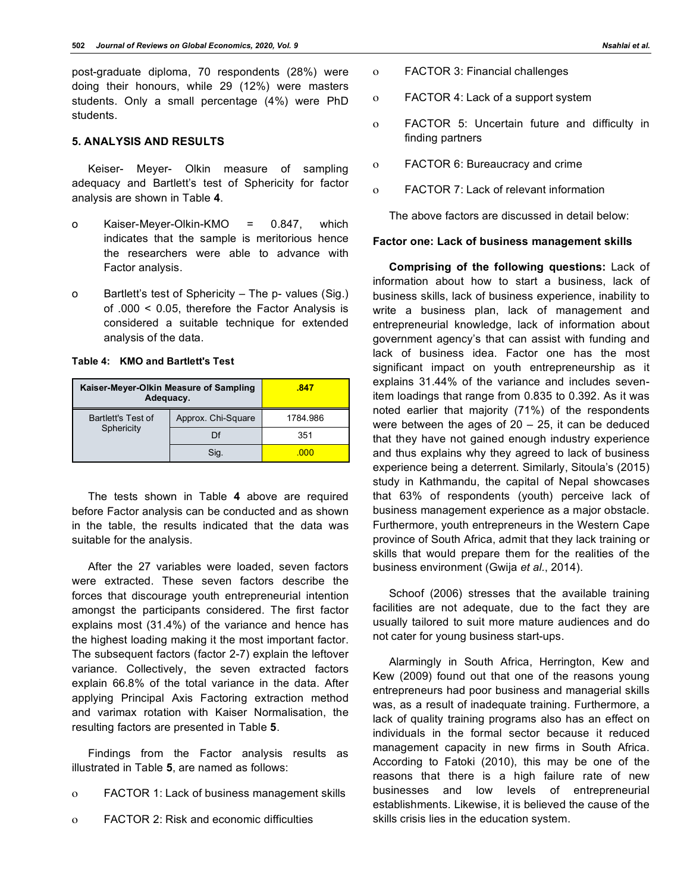post-graduate diploma, 70 respondents (28%) were doing their honours, while 29 (12%) were masters students. Only a small percentage (4%) were PhD students.

## 5. ANALYSIS AND RESULTS

Keiser- Meyer- Olkin measure of sampling adequacy and Bartlett's test of Sphericity for factor analysis are shown in Table **4**.

- Kaiser-Meyer-Olkin-KMO = 0.847, which indicates that the sample is meritorious hence the researchers were able to advance with Factor analysis.
- Bartlett's test of Sphericity – The p- values (Sig.) of .000 < 0.05, therefore the Factor Analysis is considered a suitable technique for extended analysis of the data.

**Table 4: KMO and Bartlett's Test**

| Kaiser-Meyer-Olkin Measure of Sampling Adequacy. | | .847 |
|---|---|---|
| Bartlett's Test of Sphericity | Approx. Chi-Square | 1784.986 |
| | Df | 351 |
| | Sig. | .000 |

The tests shown in Table **4** above are required before Factor analysis can be conducted and as shown in the table, the results indicated that the data was suitable for the analysis.

After the 27 variables were loaded, seven factors were extracted. These seven factors describe the forces that discourage youth entrepreneurial intention amongst the participants considered. The first factor explains most (31.4%) of the variance and hence has the highest loading making it the most important factor. The subsequent factors (factor 2-7) explain the leftover variance. Collectively, the seven extracted factors explain 66.8% of the total variance in the data. After applying Principal Axis Factoring extraction method and varimax rotation with Kaiser Normalisation, the resulting factors are presented in Table **5**.

Findings from the Factor analysis results as illustrated in Table **5**, are named as follows:

- FACTOR 1: Lack of business management skills
- FACTOR 2: Risk and economic difficulties
- FACTOR 3: Financial challenges
- FACTOR 4: Lack of a support system
- FACTOR 5: Uncertain future and difficulty in finding partners
- FACTOR 6: Bureaucracy and crime
- FACTOR 7: Lack of relevant information

The above factors are discussed in detail below:

### Factor one: Lack of business management skills

**Comprising of the following questions:** Lack of information about how to start a business, lack of business skills, lack of business experience, inability to write a business plan, lack of management and entrepreneurial knowledge, lack of information about government agency's that can assist with funding and lack of business idea. Factor one has the most significant impact on youth entrepreneurship as it explains 31.44% of the variance and includes seven-item loadings that range from 0.835 to 0.392. As it was noted earlier that majority (71%) of the respondents were between the ages of 20 – 25, it can be deduced that they have not gained enough industry experience and thus explains why they agreed to lack of business experience being a deterrent. Similarly, Sitoula's (2015) study in Kathmandu, the capital of Nepal showcases that 63% of respondents (youth) perceive lack of business management experience as a major obstacle. Furthermore, youth entrepreneurs in the Western Cape province of South Africa, admit that they lack training or skills that would prepare them for the realities of the business environment (Gwija *et al*., 2014).

Schoof (2006) stresses that the available training facilities are not adequate, due to the fact they are usually tailored to suit more mature audiences and do not cater for young business start-ups.

Alarmingly in South Africa, Herrington, Kew and Kew (2009) found out that one of the reasons young entrepreneurs had poor business and managerial skills was, as a result of inadequate training. Furthermore, a lack of quality training programs also has an effect on individuals in the formal sector because it reduced management capacity in new firms in South Africa. According to Fatoki (2010), this may be one of the reasons that there is a high failure rate of new businesses and low levels of entrepreneurial establishments. Likewise, it is believed the cause of the skills crisis lies in the education system.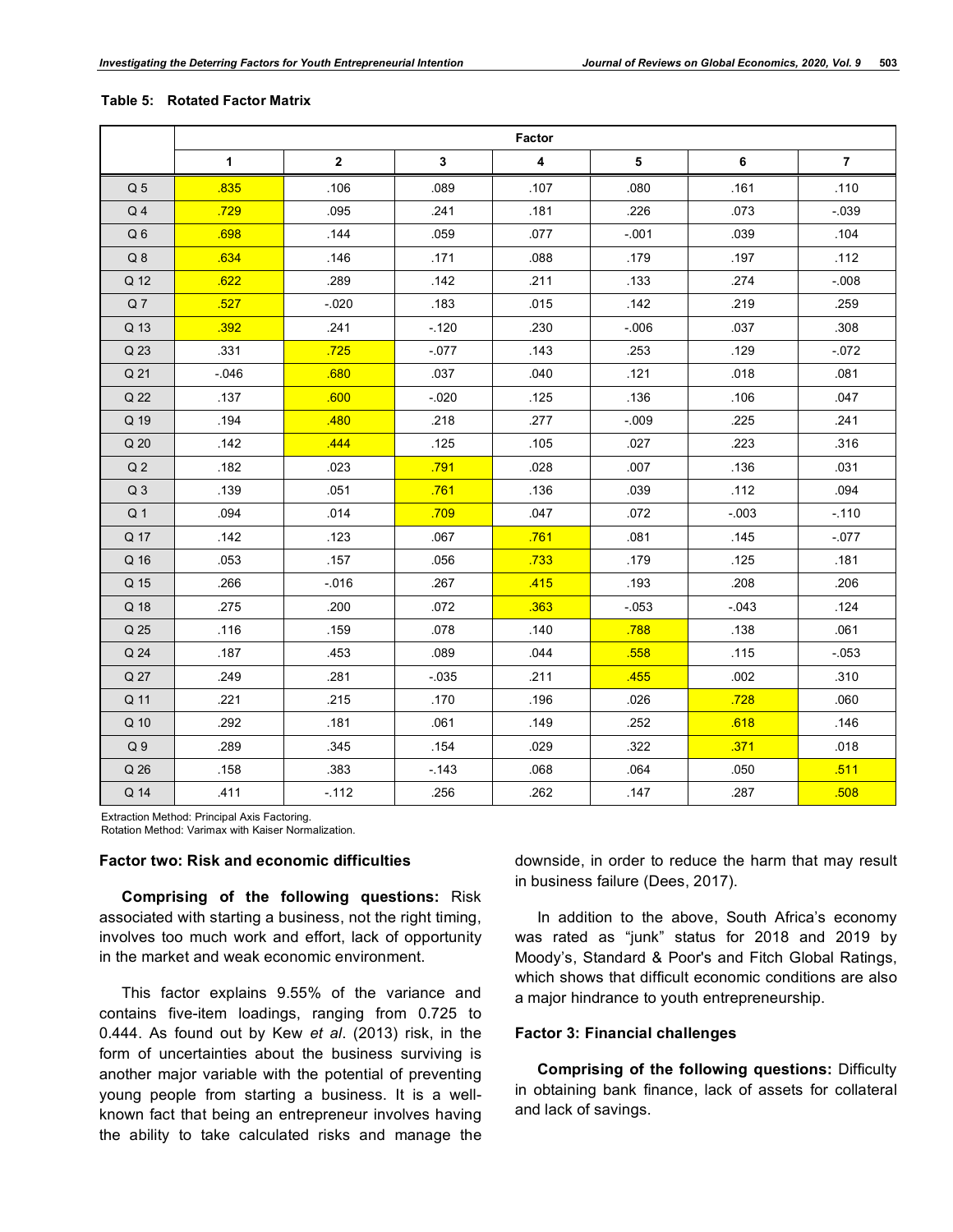**Table 5: Rotated Factor Matrix**

| | Factor | | | | | | |
|---|---|---|---|---|---|---|---|
| | 1 | 2 | 3 | 4 | 5 | 6 | 7 |
| Q 5 | .835 | .106 | .089 | .107 | .080 | .161 | .110 |
| Q 4 | .729 | .095 | .241 | .181 | .226 | .073 | -.039 |
| Q 6 | .698 | .144 | .059 | .077 | -.001 | .039 | .104 |
| Q 8 | .634 | .146 | .171 | .088 | .179 | .197 | .112 |
| Q 12 | .622 | .289 | .142 | .211 | .133 | .274 | -.008 |
| Q 7 | .527 | -.020 | .183 | .015 | .142 | .219 | .259 |
| Q 13 | .392 | .241 | -.120 | .230 | -.006 | .037 | .308 |
| Q 23 | .331 | .725 | -.077 | .143 | .253 | .129 | -.072 |
| Q 21 | -.046 | .680 | .037 | .040 | .121 | .018 | .081 |
| Q 22 | .137 | .600 | -.020 | .125 | .136 | .106 | .047 |
| Q 19 | .194 | .480 | .218 | .277 | -.009 | .225 | .241 |
| Q 20 | .142 | .444 | .125 | .105 | .027 | .223 | .316 |
| Q 2 | .182 | .023 | .791 | .028 | .007 | .136 | .031 |
| Q 3 | .139 | .051 | .761 | .136 | .039 | .112 | .094 |
| Q 1 | .094 | .014 | .709 | .047 | .072 | -.003 | -.110 |
| Q 17 | .142 | .123 | .067 | .761 | .081 | .145 | -.077 |
| Q 16 | .053 | .157 | .056 | .733 | .179 | .125 | .181 |
| Q 15 | .266 | -.016 | .267 | .415 | .193 | .208 | .206 |
| Q 18 | .275 | .200 | .072 | .363 | -.053 | -.043 | .124 |
| Q 25 | .116 | .159 | .078 | .140 | .788 | .138 | .061 |
| Q 24 | .187 | .453 | .089 | .044 | .558 | .115 | -.053 |
| Q 27 | .249 | .281 | -.035 | .211 | .455 | .002 | .310 |
| Q 11 | .221 | .215 | .170 | .196 | .026 | .728 | .060 |
| Q 10 | .292 | .181 | .061 | .149 | .252 | .618 | .146 |
| Q 9 | .289 | .345 | .154 | .029 | .322 | .371 | .018 |
| Q 26 | .158 | .383 | -.143 | .068 | .064 | .050 | .511 |
| Q 14 | .411 | -.112 | .256 | .262 | .147 | .287 | .508 |

Extraction Method: Principal Axis Factoring.
Rotation Method: Varimax with Kaiser Normalization.

### Factor two: Risk and economic difficulties

**Comprising of the following questions:** Risk associated with starting a business, not the right timing, involves too much work and effort, lack of opportunity in the market and weak economic environment.

This factor explains 9.55% of the variance and contains five-item loadings, ranging from 0.725 to 0.444. As found out by Kew *et al*. (2013) risk, in the form of uncertainties about the business surviving is another major variable with the potential of preventing young people from starting a business. It is a well-known fact that being an entrepreneur involves having the ability to take calculated risks and manage the downside, in order to reduce the harm that may result in business failure (Dees, 2017).

In addition to the above, South Africa's economy was rated as "junk" status for 2018 and 2019 by Moody's, Standard & Poor's and Fitch Global Ratings, which shows that difficult economic conditions are also a major hindrance to youth entrepreneurship.

### Factor 3: Financial challenges

**Comprising of the following questions:** Difficulty in obtaining bank finance, lack of assets for collateral and lack of savings.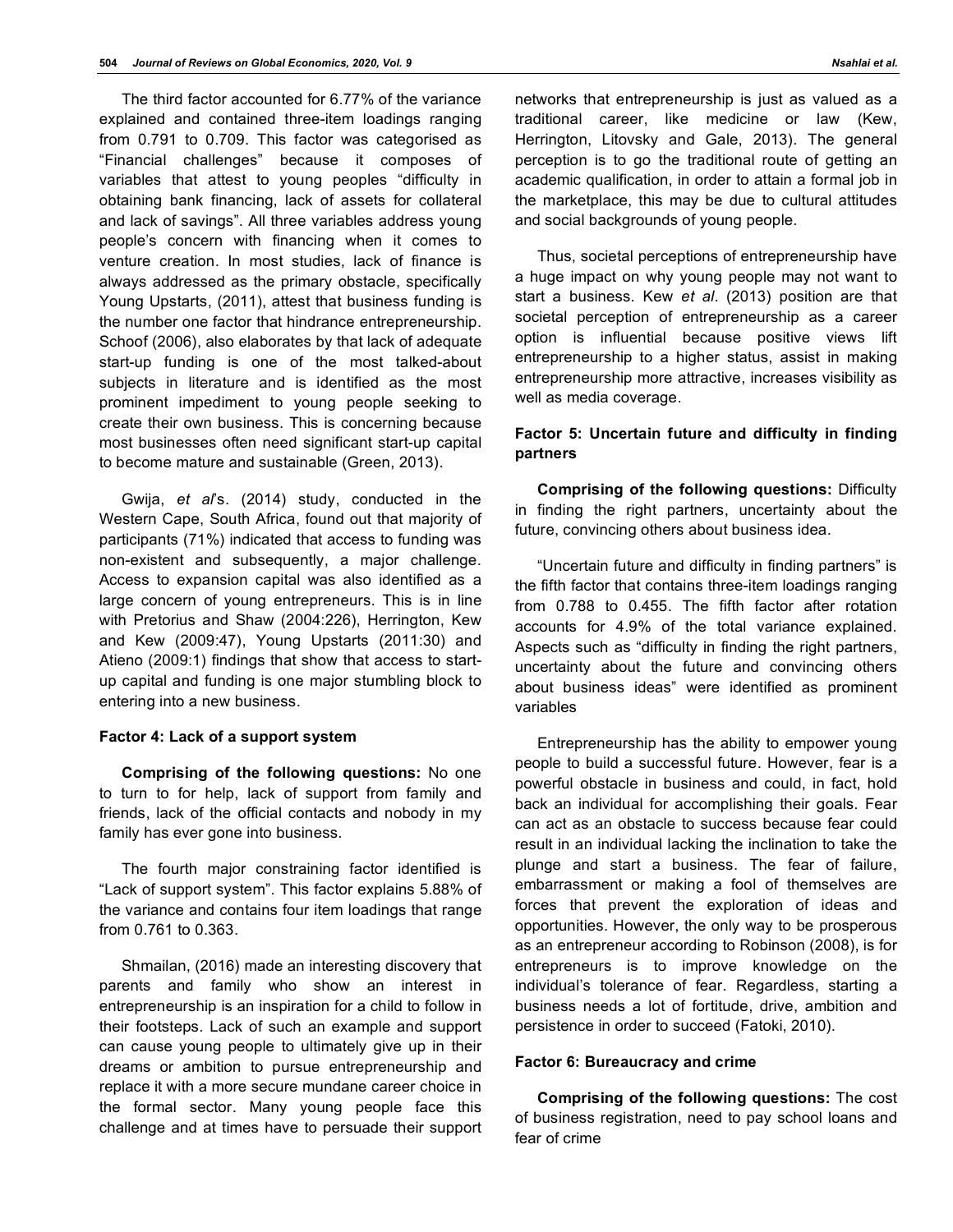The third factor accounted for 6.77% of the variance explained and contained three-item loadings ranging from 0.791 to 0.709. This factor was categorised as "Financial challenges" because it composes of variables that attest to young peoples "difficulty in obtaining bank financing, lack of assets for collateral and lack of savings". All three variables address young people's concern with financing when it comes to venture creation. In most studies, lack of finance is always addressed as the primary obstacle, specifically Young Upstarts, (2011), attest that business funding is the number one factor that hindrance entrepreneurship. Schoof (2006), also elaborates by that lack of adequate start-up funding is one of the most talked-about subjects in literature and is identified as the most prominent impediment to young people seeking to create their own business. This is concerning because most businesses often need significant start-up capital to become mature and sustainable (Green, 2013).

Gwija, *et al*'s. (2014) study, conducted in the Western Cape, South Africa, found out that majority of participants (71%) indicated that access to funding was non-existent and subsequently, a major challenge. Access to expansion capital was also identified as a large concern of young entrepreneurs. This is in line with Pretorius and Shaw (2004:226), Herrington, Kew and Kew (2009:47), Young Upstarts (2011:30) and Atieno (2009:1) findings that show that access to start-up capital and funding is one major stumbling block to entering into a new business.

#### Factor 4: Lack of a support system

**Comprising of the following questions:** No one to turn to for help, lack of support from family and friends, lack of the official contacts and nobody in my family has ever gone into business.

The fourth major constraining factor identified is "Lack of support system". This factor explains 5.88% of the variance and contains four item loadings that range from 0.761 to 0.363.

Shmailan, (2016) made an interesting discovery that parents and family who show an interest in entrepreneurship is an inspiration for a child to follow in their footsteps. Lack of such an example and support can cause young people to ultimately give up in their dreams or ambition to pursue entrepreneurship and replace it with a more secure mundane career choice in the formal sector. Many young people face this challenge and at times have to persuade their support networks that entrepreneurship is just as valued as a traditional career, like medicine or law (Kew, Herrington, Litovsky and Gale, 2013). The general perception is to go the traditional route of getting an academic qualification, in order to attain a formal job in the marketplace, this may be due to cultural attitudes and social backgrounds of young people.

Thus, societal perceptions of entrepreneurship have a huge impact on why young people may not want to start a business. Kew *et al*. (2013) position are that societal perception of entrepreneurship as a career option is influential because positive views lift entrepreneurship to a higher status, assist in making entrepreneurship more attractive, increases visibility as well as media coverage.

#### Factor 5: Uncertain future and difficulty in finding partners

**Comprising of the following questions:** Difficulty in finding the right partners, uncertainty about the future, convincing others about business idea.

"Uncertain future and difficulty in finding partners" is the fifth factor that contains three-item loadings ranging from 0.788 to 0.455. The fifth factor after rotation accounts for 4.9% of the total variance explained. Aspects such as "difficulty in finding the right partners, uncertainty about the future and convincing others about business ideas" were identified as prominent variables

Entrepreneurship has the ability to empower young people to build a successful future. However, fear is a powerful obstacle in business and could, in fact, hold back an individual for accomplishing their goals. Fear can act as an obstacle to success because fear could result in an individual lacking the inclination to take the plunge and start a business. The fear of failure, embarrassment or making a fool of themselves are forces that prevent the exploration of ideas and opportunities. However, the only way to be prosperous as an entrepreneur according to Robinson (2008), is for entrepreneurs is to improve knowledge on the individual's tolerance of fear. Regardless, starting a business needs a lot of fortitude, drive, ambition and persistence in order to succeed (Fatoki, 2010).

#### Factor 6: Bureaucracy and crime

**Comprising of the following questions:** The cost of business registration, need to pay school loans and fear of crime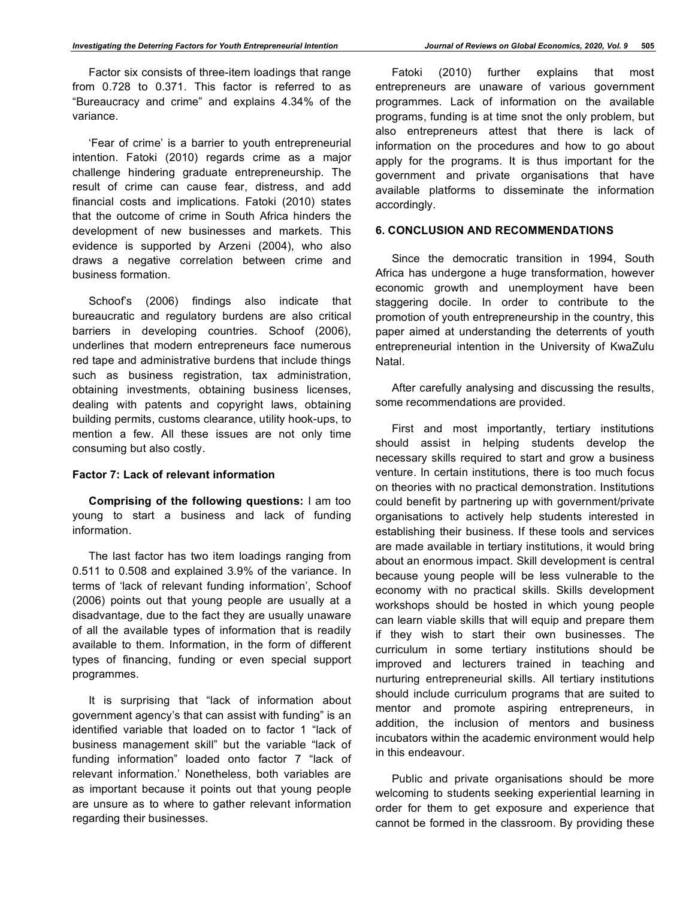Factor six consists of three-item loadings that range from 0.728 to 0.371. This factor is referred to as "Bureaucracy and crime" and explains 4.34% of the variance.

'Fear of crime' is a barrier to youth entrepreneurial intention. Fatoki (2010) regards crime as a major challenge hindering graduate entrepreneurship. The result of crime can cause fear, distress, and add financial costs and implications. Fatoki (2010) states that the outcome of crime in South Africa hinders the development of new businesses and markets. This evidence is supported by Arzeni (2004), who also draws a negative correlation between crime and business formation.

Schoof's (2006) findings also indicate that bureaucratic and regulatory burdens are also critical barriers in developing countries. Schoof (2006), underlines that modern entrepreneurs face numerous red tape and administrative burdens that include things such as business registration, tax administration, obtaining investments, obtaining business licenses, dealing with patents and copyright laws, obtaining building permits, customs clearance, utility hook-ups, to mention a few. All these issues are not only time consuming but also costly.

#### Factor 7: Lack of relevant information

**Comprising of the following questions:** I am too young to start a business and lack of funding information.

The last factor has two item loadings ranging from 0.511 to 0.508 and explained 3.9% of the variance. In terms of 'lack of relevant funding information', Schoof (2006) points out that young people are usually at a disadvantage, due to the fact they are usually unaware of all the available types of information that is readily available to them. Information, in the form of different types of financing, funding or even special support programmes.

It is surprising that "lack of information about government agency's that can assist with funding" is an identified variable that loaded on to factor 1 "lack of business management skill" but the variable "lack of funding information" loaded onto factor 7 "lack of relevant information.' Nonetheless, both variables are as important because it points out that young people are unsure as to where to gather relevant information regarding their businesses.

Fatoki (2010) further explains that most entrepreneurs are unaware of various government programmes. Lack of information on the available programs, funding is at time snot the only problem, but also entrepreneurs attest that there is lack of information on the procedures and how to go about apply for the programs. It is thus important for the government and private organisations that have available platforms to disseminate the information accordingly.

## 6. CONCLUSION AND RECOMMENDATIONS

Since the democratic transition in 1994, South Africa has undergone a huge transformation, however economic growth and unemployment have been staggering docile. In order to contribute to the promotion of youth entrepreneurship in the country, this paper aimed at understanding the deterrents of youth entrepreneurial intention in the University of KwaZulu Natal.

After carefully analysing and discussing the results, some recommendations are provided.

First and most importantly, tertiary institutions should assist in helping students develop the necessary skills required to start and grow a business venture. In certain institutions, there is too much focus on theories with no practical demonstration. Institutions could benefit by partnering up with government/private organisations to actively help students interested in establishing their business. If these tools and services are made available in tertiary institutions, it would bring about an enormous impact. Skill development is central because young people will be less vulnerable to the economy with no practical skills. Skills development workshops should be hosted in which young people can learn viable skills that will equip and prepare them if they wish to start their own businesses. The curriculum in some tertiary institutions should be improved and lecturers trained in teaching and nurturing entrepreneurial skills. All tertiary institutions should include curriculum programs that are suited to mentor and promote aspiring entrepreneurs, in addition, the inclusion of mentors and business incubators within the academic environment would help in this endeavour.

Public and private organisations should be more welcoming to students seeking experiential learning in order for them to get exposure and experience that cannot be formed in the classroom. By providing these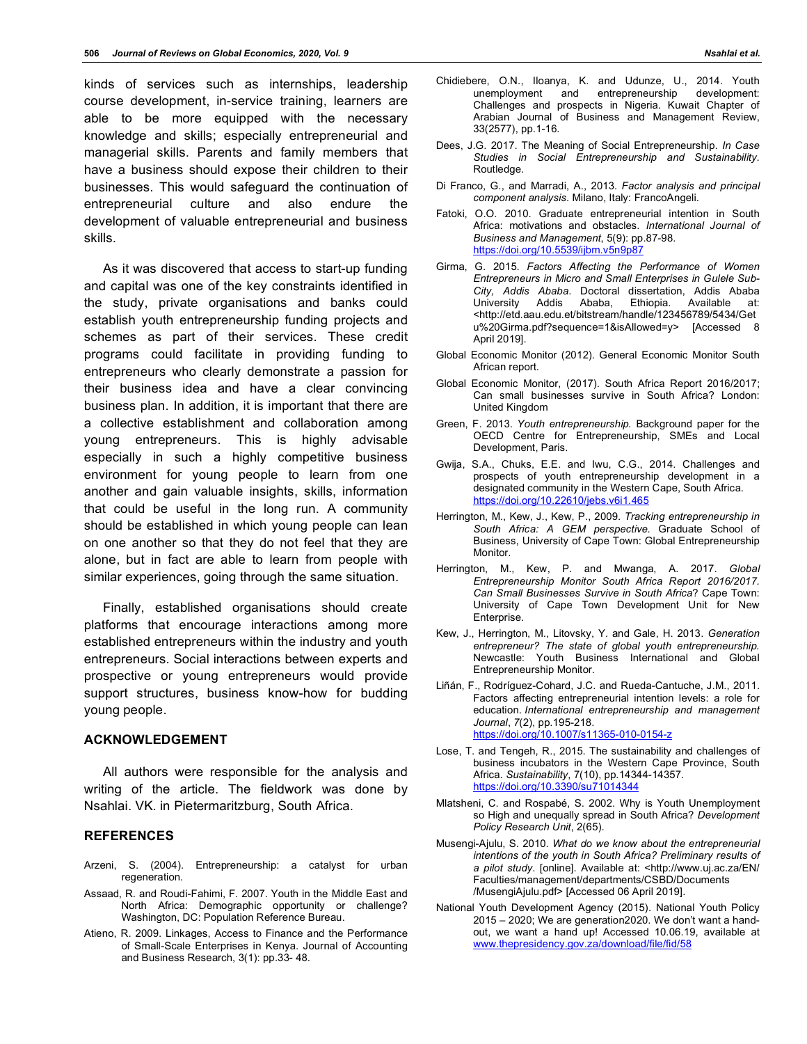kinds of services such as internships, leadership course development, in-service training, learners are able to be more equipped with the necessary knowledge and skills; especially entrepreneurial and managerial skills. Parents and family members that have a business should expose their children to their businesses. This would safeguard the continuation of entrepreneurial culture and also endure the development of valuable entrepreneurial and business skills.

As it was discovered that access to start-up funding and capital was one of the key constraints identified in the study, private organisations and banks could establish youth entrepreneurship funding projects and schemes as part of their services. These credit programs could facilitate in providing funding to entrepreneurs who clearly demonstrate a passion for their business idea and have a clear convincing business plan. In addition, it is important that there are a collective establishment and collaboration among young entrepreneurs. This is highly advisable especially in such a highly competitive business environment for young people to learn from one another and gain valuable insights, skills, information that could be useful in the long run. A community should be established in which young people can lean on one another so that they do not feel that they are alone, but in fact are able to learn from people with similar experiences, going through the same situation.

Finally, established organisations should create platforms that encourage interactions among more established entrepreneurs within the industry and youth entrepreneurs. Social interactions between experts and prospective or young entrepreneurs would provide support structures, business know-how for budding young people.

## ACKNOWLEDGEMENT

All authors were responsible for the analysis and writing of the article. The fieldwork was done by Nsahlai. VK. in Pietermaritzburg, South Africa.

## REFERENCES

Arzeni, S. (2004). Entrepreneurship: a catalyst for urban regeneration.

Assaad, R. and Roudi-Fahimi, F. 2007. Youth in the Middle East and North Africa: Demographic opportunity or challenge? Washington, DC: Population Reference Bureau.

Atieno, R. 2009. Linkages, Access to Finance and the Performance of Small-Scale Enterprises in Kenya. Journal of Accounting and Business Research, 3(1): pp.33- 48.

Chidiebere, O.N., Iloanya, K. and Udunze, U., 2014. Youth unemployment and entrepreneurship development: Challenges and prospects in Nigeria. Kuwait Chapter of Arabian Journal of Business and Management Review, 33(2577), pp.1-16.

Dees, J.G. 2017. The Meaning of Social Entrepreneurship. *In Case Studies in Social Entrepreneurship and Sustainability*. Routledge.

Di Franco, G., and Marradi, A., 2013. *Factor analysis and principal component analysis*. Milano, Italy: FrancoAngeli.

Fatoki, O.O. 2010. Graduate entrepreneurial intention in South Africa: motivations and obstacles. *International Journal of Business and Management*, 5(9): pp.87-98. https://doi.org/10.5539/ijbm.v5n9p87

Girma, G. 2015. *Factors Affecting the Performance of Women Entrepreneurs in Micro and Small Enterprises in Gulele Sub-City, Addis Ababa*. Doctoral dissertation, Addis Ababa University Addis Ababa, Ethiopia. Available at: <http://etd.aau.edu.et/bitstream/handle/123456789/5434/Getu%20Girma.pdf?sequence=1&isAllowed=y> [Accessed 8 April 2019].

Global Economic Monitor (2012). General Economic Monitor South African report.

Global Economic Monitor, (2017). South Africa Report 2016/2017; Can small businesses survive in South Africa? London: United Kingdom

Green, F. 2013. *Youth entrepreneurship*. Background paper for the OECD Centre for Entrepreneurship, SMEs and Local Development, Paris.

Gwija, S.A., Chuks, E.E. and Iwu, C.G., 2014. Challenges and prospects of youth entrepreneurship development in a designated community in the Western Cape, South Africa. https://doi.org/10.22610/jebs.v6i1.465

Herrington, M., Kew, J., Kew, P., 2009. *Tracking entrepreneurship in South Africa: A GEM perspective*. Graduate School of Business, University of Cape Town: Global Entrepreneurship Monitor.

Herrington, M., Kew, P. and Mwanga, A. 2017. *Global Entrepreneurship Monitor South Africa Report 2016/2017. Can Small Businesses Survive in South Africa*? Cape Town: University of Cape Town Development Unit for New Enterprise.

Kew, J., Herrington, M., Litovsky, Y. and Gale, H. 2013. *Generation entrepreneur? The state of global youth entrepreneurship.* Newcastle: Youth Business International and Global Entrepreneurship Monitor.

Liñán, F., Rodríguez-Cohard, J.C. and Rueda-Cantuche, J.M., 2011. Factors affecting entrepreneurial intention levels: a role for education. *International entrepreneurship and management Journal*, *7*(2), pp.195-218. https://doi.org/10.1007/s11365-010-0154-z

Lose, T. and Tengeh, R., 2015. The sustainability and challenges of business incubators in the Western Cape Province, South Africa. *Sustainability*, 7(10), pp.14344-14357. https://doi.org/10.3390/su71014344

Mlatsheni, C. and Rospabé, S. 2002. Why is Youth Unemployment so High and unequally spread in South Africa? *Development Policy Research Unit*, 2(65).

Musengi-Ajulu, S. 2010. *What do we know about the entrepreneurial intentions of the youth in South Africa? Preliminary results of a pilot study*. [online]. Available at: <http://www.uj.ac.za/EN/Faculties/management/departments/CSBD/Documents/MusengiAjulu.pdf> [Accessed 06 April 2019].

National Youth Development Agency (2015). National Youth Policy 2015 – 2020; We are generation2020. We don't want a hand-out, we want a hand up! Accessed 10.06.19, available at www.thepresidency.gov.za/download/file/fid/58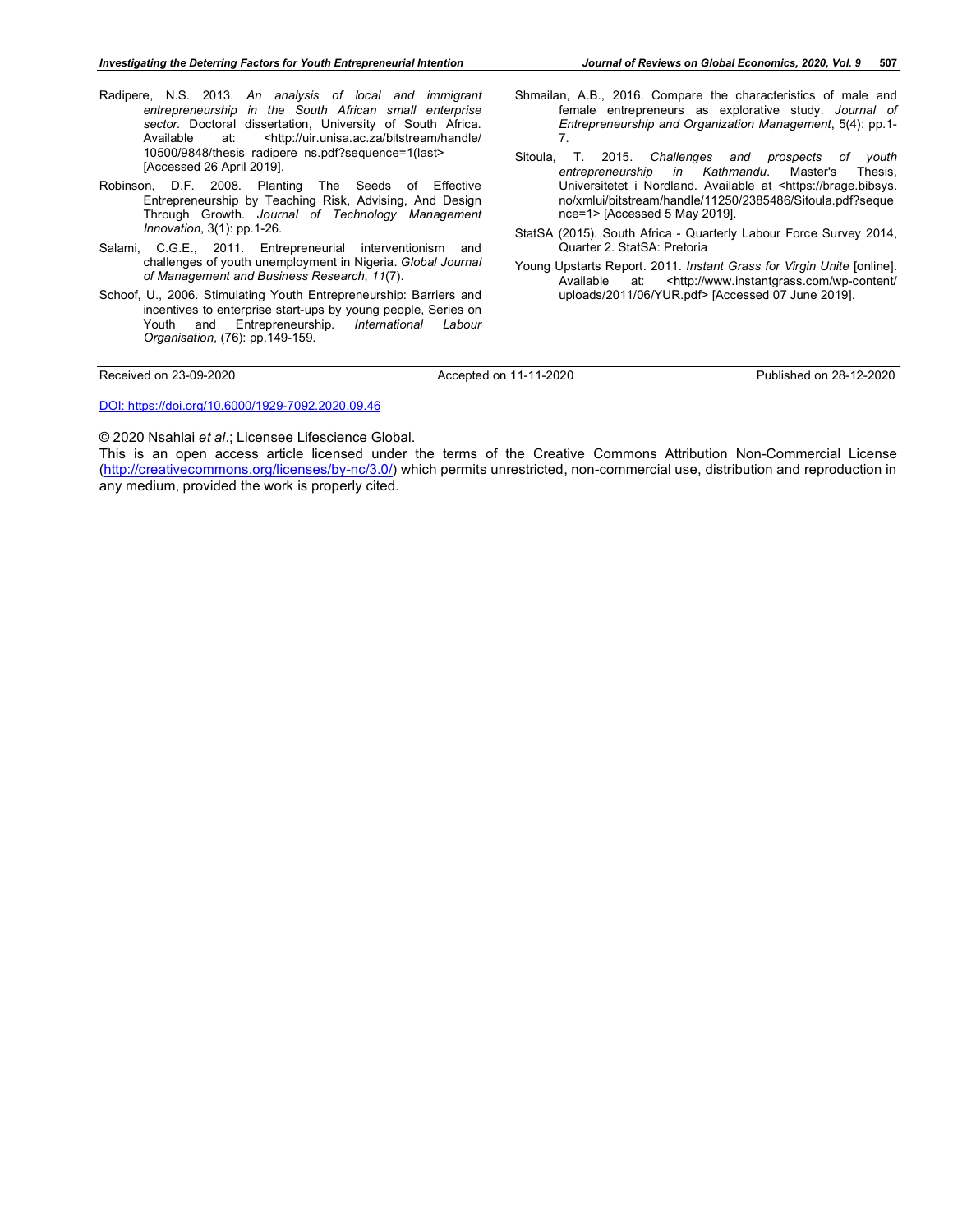Radipere, N.S. 2013. *An analysis of local and immigrant entrepreneurship in the South African small enterprise sector.* Doctoral dissertation, University of South Africa. Available at: <http://uir.unisa.ac.za/bitstream/handle/10500/9848/thesis_radipere_ns.pdf?sequence=1(last> [Accessed 26 April 2019].

Robinson, D.F. 2008. Planting The Seeds of Effective Entrepreneurship by Teaching Risk, Advising, And Design Through Growth. *Journal of Technology Management Innovation*, 3(1): pp.1-26.

Salami, C.G.E., 2011. Entrepreneurial interventionism and challenges of youth unemployment in Nigeria. *Global Journal of Management and Business Research*, *11*(7).

Schoof, U., 2006. Stimulating Youth Entrepreneurship: Barriers and incentives to enterprise start-ups by young people, Series on Youth and Entrepreneurship. *International Labour Organisation*, (76): pp.149-159.

Shmailan, A.B., 2016. Compare the characteristics of male and female entrepreneurs as explorative study. *Journal of Entrepreneurship and Organization Management*, 5(4): pp.1-7.

Sitoula, T. 2015. *Challenges and prospects of youth entrepreneurship in Kathmandu.* Master's Thesis, Universitetet i Nordland. Available at <https://brage.bibsys.no/xmlui/bitstream/handle/11250/2385486/Sitoula.pdf?sequence=1> [Accessed 5 May 2019].

StatSA (2015). South Africa - Quarterly Labour Force Survey 2014, Quarter 2. StatSA: Pretoria

Young Upstarts Report. 2011. *Instant Grass for Virgin Unite* [online]. Available at: <http://www.instantgrass.com/wp-content/uploads/2011/06/YUR.pdf> [Accessed 07 June 2019].

Received on 23-09-2020 Accepted on 11-11-2020 Published on 28-12-2020

DOI: https://doi.org/10.6000/1929-7092.2020.09.46

© 2020 Nsahlai *et al*.; Licensee Lifescience Global.

This is an open access article licensed under the terms of the Creative Commons Attribution Non-Commercial License (http://creativecommons.org/licenses/by-nc/3.0/) which permits unrestricted, non-commercial use, distribution and reproduction in any medium, provided the work is properly cited.